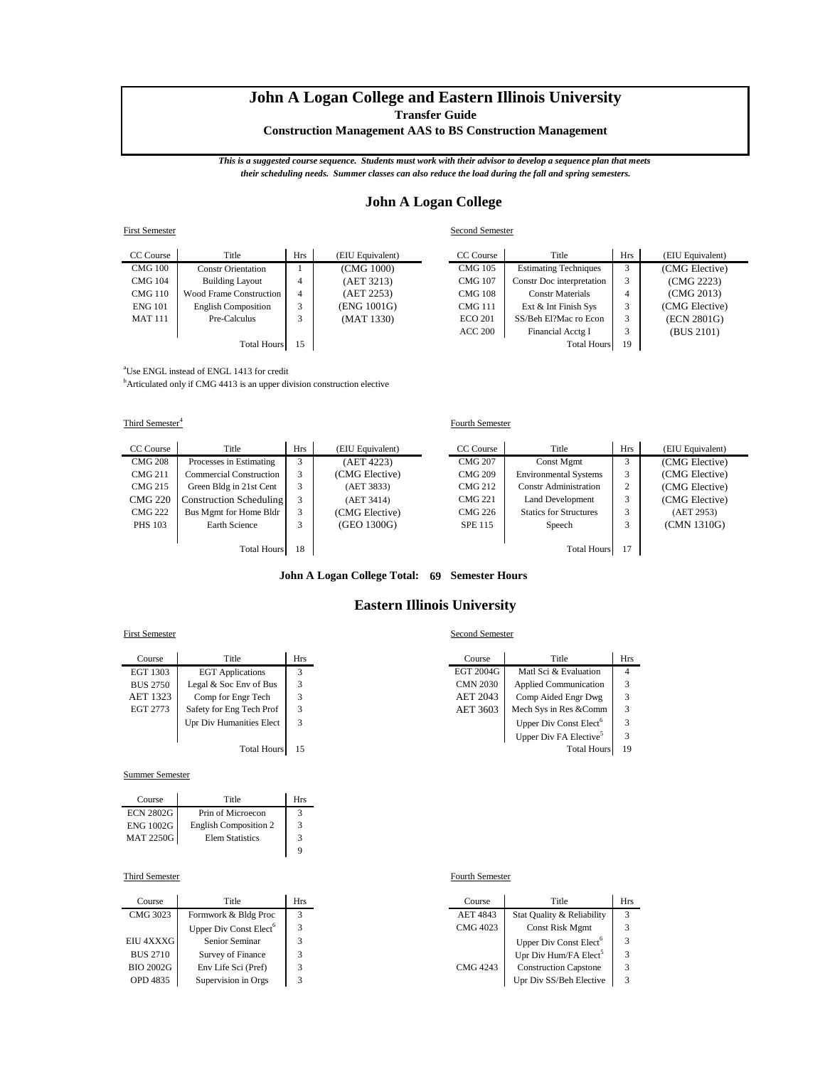# John A Logan College and Eastern Illinois University

**Transfer Guide**

**Construction Management AAS to BS Construction Management**

***This is a suggested course sequence. Students must work with their advisor to develop a sequence plan that meets their scheduling needs. Summer classes can also reduce the load during the fall and spring semesters.***

## John A Logan College

First Semester

| CC Course | Title | Hrs | (EIU Equivalent) |
|---|---|---|---|
| CMG 100 | Constr Orientation | 1 | (CMG 1000) |
| CMG 104 | Building Layout | 4 | (AET 3213) |
| CMG 110 | Wood Frame Construction | 4 | (AET 2253) |
| ENG 101 | English Composition | 3 | (ENG 1001G) |
| MAT 111 | Pre-Calculus | 3 | (MAT 1330) |
| | Total Hours | 15 | |

Second Semester

| CC Course | Title | Hrs | (EIU Equivalent) |
|---|---|---|---|
| CMG 105 | Estimating Techniques | 3 | (CMG Elective) |
| CMG 107 | Constr Doc interpretation | 3 | (CMG 2223) |
| CMG 108 | Constr Materials | 4 | (CMG 2013) |
| CMG 111 | Ext & Int Finish Sys | 3 | (CMG Elective) |
| ECO 201 | SS/Beh El?Mac ro Econ | 3 | (ECN 2801G) |
| ACC 200 | Financial Acctg I | 3 | (BUS 2101) |
| | Total Hours | 19 | |

[a]Use ENGL instead of ENGL 1413 for credit

[b]Articulated only if CMG 4413 is an upper division construction elective

Third Semester[4]

| CC Course | Title | Hrs | (EIU Equivalent) |
|---|---|---|---|
| CMG 208 | Processes in Estimating | 3 | (AET 4223) |
| CMG 211 | Commercial Construction | 3 | (CMG Elective) |
| CMG 215 | Green Bldg in 21st Cent | 3 | (AET 3833) |
| CMG 220 | Construction Scheduling | 3 | (AET 3414) |
| CMG 222 | Bus Mgmt for Home Bldr | 3 | (CMG Elective) |
| PHS 103 | Earth Science | 3 | (GEO 1300G) |
| | Total Hours | 18 | |

Fourth Semester

| CC Course | Title | Hrs | (EIU Equivalent) |
|---|---|---|---|
| CMG 207 | Const Mgmt | 3 | (CMG Elective) |
| CMG 209 | Environmental Systems | 3 | (CMG Elective) |
| CMG 212 | Constr Administration | 2 | (CMG Elective) |
| CMG 221 | Land Development | 3 | (CMG Elective) |
| CMG 226 | Statics for Structures | 3 | (AET 2953) |
| SPE 115 | Speech | 3 | (CMN 1310G) |
| | Total Hours | 17 | |

**John A Logan College Total: 69 Semester Hours**

## Eastern Illinois University

First Semester

| Course | Title | Hrs |
|---|---|---|
| EGT 1303 | EGT Applications | 3 |
| BUS 2750 | Legal & Soc Env of Bus | 3 |
| AET 1323 | Comp for Engr Tech | 3 |
| EGT 2773 | Safety for Eng Tech Prof | 3 |
| | Upr Div Humanities Elect | 3 |
| | Total Hours | 15 |

Second Semester

| Course | Title | Hrs |
|---|---|---|
| EGT 2004G | Matl Sci & Evaluation | 4 |
| CMN 2030 | Applied Communication | 3 |
| AET 2043 | Comp Aided Engr Dwg | 3 |
| AET 3603 | Mech Sys in Res &Comm | 3 |
| | Upper Div Const Elect[6] | 3 |
| | Upper Div FA Elective[5] | 3 |
| | Total Hours | 19 |

Summer Semester

| Course | Title | Hrs |
|---|---|---|
| ECN 2802G | Prin of Microecon | 3 |
| ENG 1002G | English Composition 2 | 3 |
| MAT 2250G | Elem Statistics | 3 |
| | | 9 |

Third Semester

| Course | Title | Hrs |
|---|---|---|
| CMG 3023 | Formwork & Bldg Proc | 3 |
| | Upper Div Const Elect[6] | 3 |
| EIU 4XXXG | Senior Seminar | 3 |
| BUS 2710 | Survey of Finance | 3 |
| BIO 2002G | Env Life Sci (Pref) | 3 |
| OPD 4835 | Supervision in Orgs | 3 |

Fourth Semester

| Course | Title | Hrs |
|---|---|---|
| AET 4843 | Stat Quality & Reliability | 3 |
| CMG 4023 | Const Risk Mgmt | 3 |
| | Upper Div Const Elect[6] | 3 |
| | Upr Div Hum/FA Elect[5] | 3 |
| CMG 4243 | Construction Capstone | 3 |
| | Upr Div SS/Beh Elective | 3 |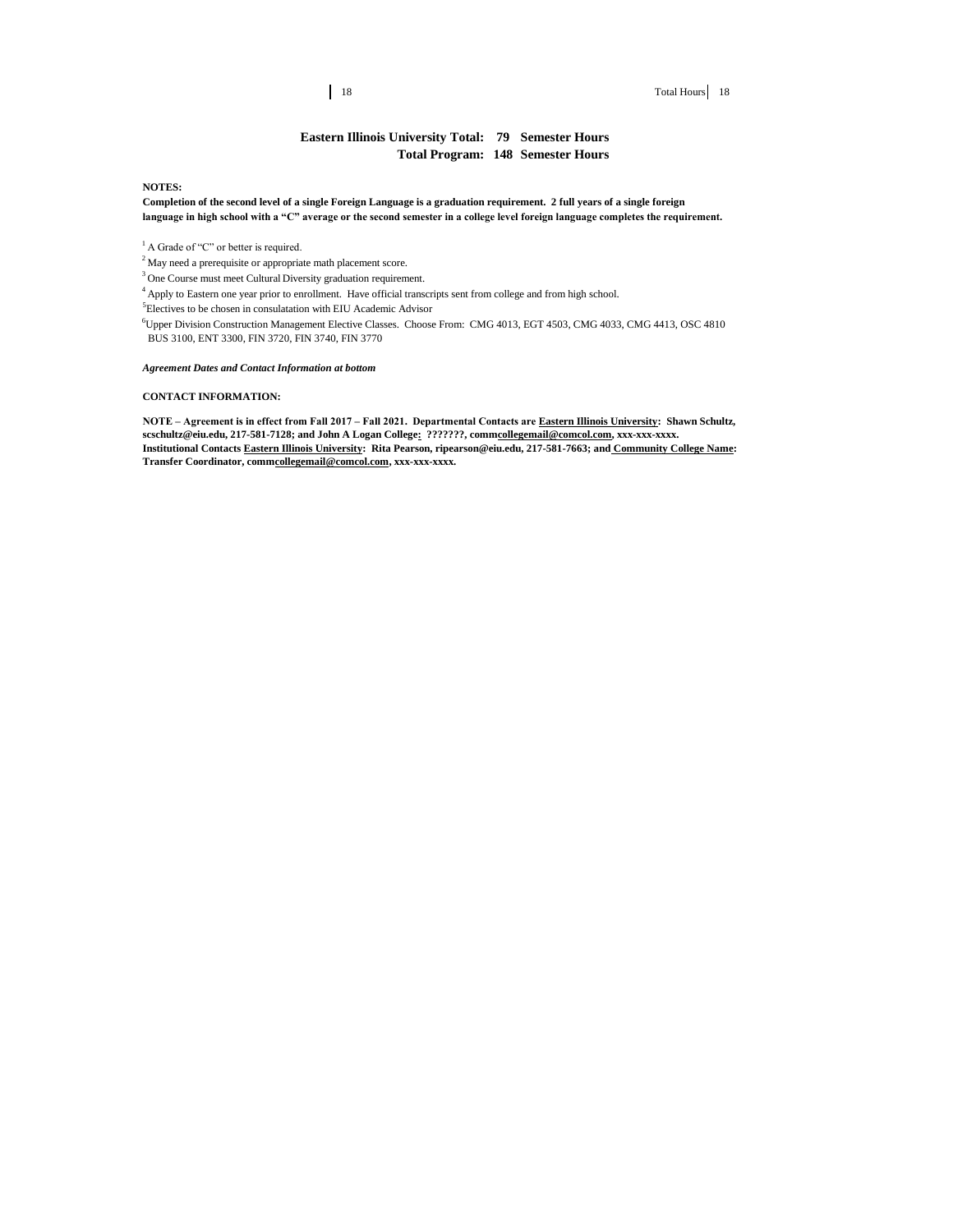| | | |
|---|---|---|
| 18 | Total Hours | 18 |

**Eastern Illinois University Total: 79 Semester Hours**
**Total Program: 148 Semester Hours**

**NOTES:**

**Completion of the second level of a single Foreign Language is a graduation requirement. 2 full years of a single foreign language in high school with a "C" average or the second semester in a college level foreign language completes the requirement.**

[1] A Grade of "C" or better is required.

[2] May need a prerequisite or appropriate math placement score.

[3] One Course must meet Cultural Diversity graduation requirement.

[4] Apply to Eastern one year prior to enrollment. Have official transcripts sent from college and from high school.

[5] Electives to be chosen in consulatation with EIU Academic Advisor

[6] Upper Division Construction Management Elective Classes. Choose From: CMG 4013, EGT 4503, CMG 4033, CMG 4413, OSC 4810 BUS 3100, ENT 3300, FIN 3720, FIN 3740, FIN 3770

***Agreement Dates and Contact Information at bottom***

**CONTACT INFORMATION:**

**NOTE – Agreement is in effect from Fall 2017 – Fall 2021. Departmental Contacts are Eastern Illinois University: Shawn Schultz, scschultz@eiu.edu, 217-581-7128; and John A Logan College: ???????, commcollegemail@comcol.com, xxx-xxx-xxxx. Institutional Contacts Eastern Illinois University: Rita Pearson, ripearson@eiu.edu, 217-581-7663; and Community College Name: Transfer Coordinator, commcollegemail@comcol.com, xxx-xxx-xxxx.**